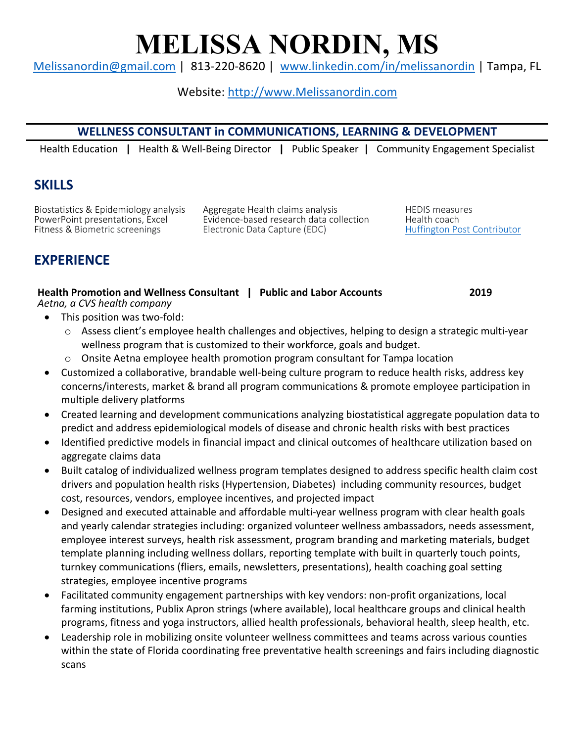# MELISSA NORDIN, MS

Melissanordin@gmail.com | 813-220-8620 | www.linkedin.com/in/melissanordin | Tampa, FL

Website: http://www.Melissanordin.com

**WELLNESS CONSULTANT in COMMUNICATIONS, LEARNING & DEVELOPMENT**

Health Education | Health & Well-Being Director | Public Speaker | Community Engagement Specialist

## SKILLS

Biostatistics & Epidemiology analysis
PowerPoint presentations, Excel
Fitness & Biometric screenings
Aggregate Health claims analysis
Evidence-based research data collection
Electronic Data Capture (EDC)
HEDIS measures
Health coach
Huffington Post Contributor

## EXPERIENCE

**Health Promotion and Wellness Consultant | Public and Labor Accounts** **2019**
*Aetna, a CVS health company*

- This position was two-fold:
  - Assess client's employee health challenges and objectives, helping to design a strategic multi-year wellness program that is customized to their workforce, goals and budget.
  - Onsite Aetna employee health promotion program consultant for Tampa location
- Customized a collaborative, brandable well-being culture program to reduce health risks, address key concerns/interests, market & brand all program communications & promote employee participation in multiple delivery platforms
- Created learning and development communications analyzing biostatistical aggregate population data to predict and address epidemiological models of disease and chronic health risks with best practices
- Identified predictive models in financial impact and clinical outcomes of healthcare utilization based on aggregate claims data
- Built catalog of individualized wellness program templates designed to address specific health claim cost drivers and population health risks (Hypertension, Diabetes) including community resources, budget cost, resources, vendors, employee incentives, and projected impact
- Designed and executed attainable and affordable multi-year wellness program with clear health goals and yearly calendar strategies including: organized volunteer wellness ambassadors, needs assessment, employee interest surveys, health risk assessment, program branding and marketing materials, budget template planning including wellness dollars, reporting template with built in quarterly touch points, turnkey communications (fliers, emails, newsletters, presentations), health coaching goal setting strategies, employee incentive programs
- Facilitated community engagement partnerships with key vendors: non-profit organizations, local farming institutions, Publix Apron strings (where available), local healthcare groups and clinical health programs, fitness and yoga instructors, allied health professionals, behavioral health, sleep health, etc.
- Leadership role in mobilizing onsite volunteer wellness committees and teams across various counties within the state of Florida coordinating free preventative health screenings and fairs including diagnostic scans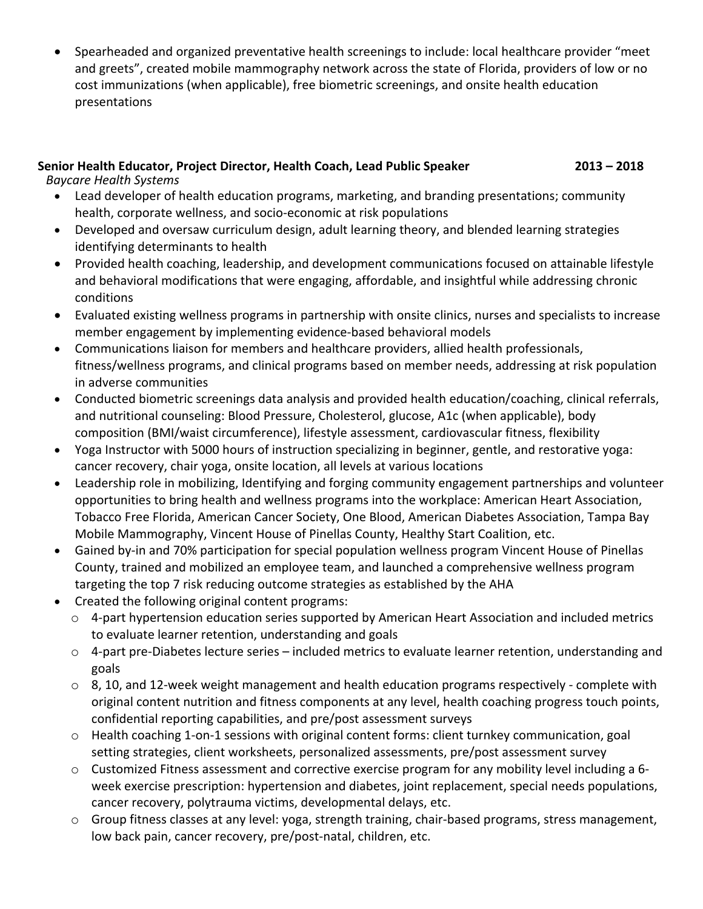- Spearheaded and organized preventative health screenings to include: local healthcare provider "meet and greets", created mobile mammography network across the state of Florida, providers of low or no cost immunizations (when applicable), free biometric screenings, and onsite health education presentations

**Senior Health Educator, Project Director, Health Coach, Lead Public Speaker** **2013 – 2018**
*Baycare Health Systems*

- Lead developer of health education programs, marketing, and branding presentations; community health, corporate wellness, and socio-economic at risk populations
- Developed and oversaw curriculum design, adult learning theory, and blended learning strategies identifying determinants to health
- Provided health coaching, leadership, and development communications focused on attainable lifestyle and behavioral modifications that were engaging, affordable, and insightful while addressing chronic conditions
- Evaluated existing wellness programs in partnership with onsite clinics, nurses and specialists to increase member engagement by implementing evidence-based behavioral models
- Communications liaison for members and healthcare providers, allied health professionals, fitness/wellness programs, and clinical programs based on member needs, addressing at risk population in adverse communities
- Conducted biometric screenings data analysis and provided health education/coaching, clinical referrals, and nutritional counseling: Blood Pressure, Cholesterol, glucose, A1c (when applicable), body composition (BMI/waist circumference), lifestyle assessment, cardiovascular fitness, flexibility
- Yoga Instructor with 5000 hours of instruction specializing in beginner, gentle, and restorative yoga: cancer recovery, chair yoga, onsite location, all levels at various locations
- Leadership role in mobilizing, Identifying and forging community engagement partnerships and volunteer opportunities to bring health and wellness programs into the workplace: American Heart Association, Tobacco Free Florida, American Cancer Society, One Blood, American Diabetes Association, Tampa Bay Mobile Mammography, Vincent House of Pinellas County, Healthy Start Coalition, etc.
- Gained by-in and 70% participation for special population wellness program Vincent House of Pinellas County, trained and mobilized an employee team, and launched a comprehensive wellness program targeting the top 7 risk reducing outcome strategies as established by the AHA
- Created the following original content programs:
  - 4-part hypertension education series supported by American Heart Association and included metrics to evaluate learner retention, understanding and goals
  - 4-part pre-Diabetes lecture series – included metrics to evaluate learner retention, understanding and goals
  - 8, 10, and 12-week weight management and health education programs respectively - complete with original content nutrition and fitness components at any level, health coaching progress touch points, confidential reporting capabilities, and pre/post assessment surveys
  - Health coaching 1-on-1 sessions with original content forms: client turnkey communication, goal setting strategies, client worksheets, personalized assessments, pre/post assessment survey
  - Customized Fitness assessment and corrective exercise program for any mobility level including a 6-week exercise prescription: hypertension and diabetes, joint replacement, special needs populations, cancer recovery, polytrauma victims, developmental delays, etc.
  - Group fitness classes at any level: yoga, strength training, chair-based programs, stress management, low back pain, cancer recovery, pre/post-natal, children, etc.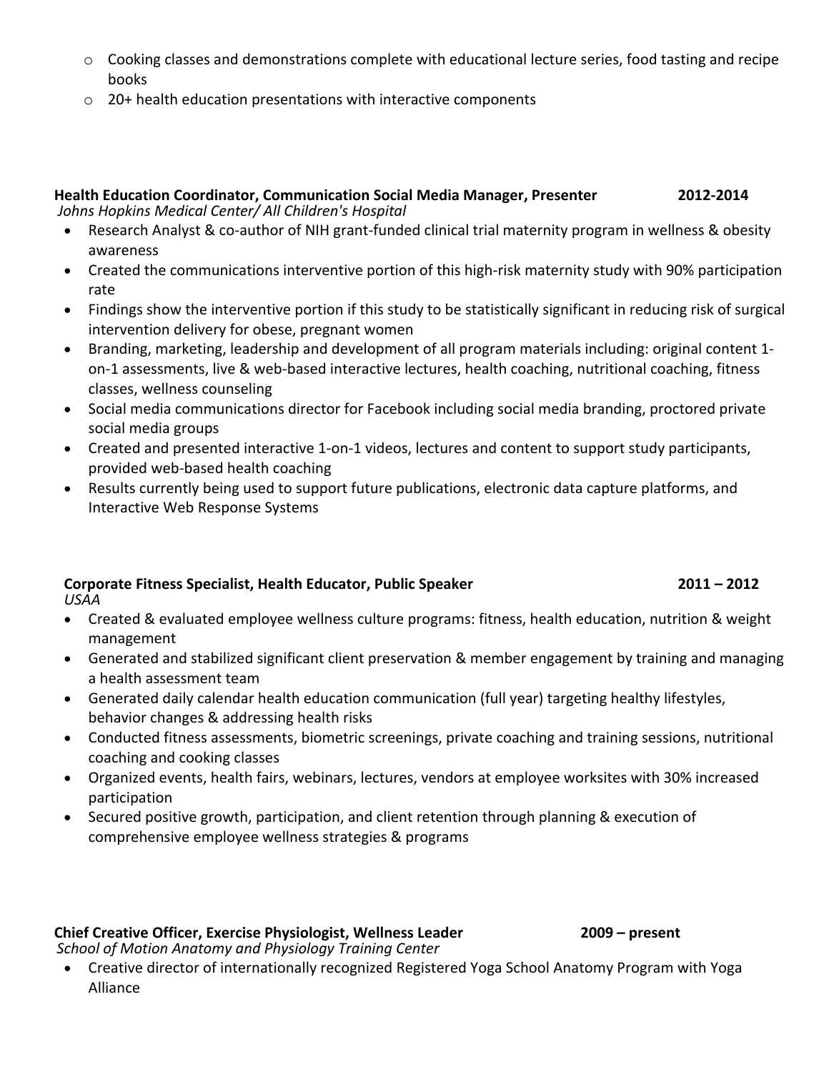- Cooking classes and demonstrations complete with educational lecture series, food tasting and recipe books
  - 20+ health education presentations with interactive components

**Health Education Coordinator, Communication Social Media Manager, Presenter** **2012-2014**
*Johns Hopkins Medical Center/ All Children's Hospital*

- Research Analyst & co-author of NIH grant-funded clinical trial maternity program in wellness & obesity awareness
- Created the communications interventive portion of this high-risk maternity study with 90% participation rate
- Findings show the interventive portion if this study to be statistically significant in reducing risk of surgical intervention delivery for obese, pregnant women
- Branding, marketing, leadership and development of all program materials including: original content 1-on-1 assessments, live & web-based interactive lectures, health coaching, nutritional coaching, fitness classes, wellness counseling
- Social media communications director for Facebook including social media branding, proctored private social media groups
- Created and presented interactive 1-on-1 videos, lectures and content to support study participants, provided web-based health coaching
- Results currently being used to support future publications, electronic data capture platforms, and Interactive Web Response Systems

**Corporate Fitness Specialist, Health Educator, Public Speaker** **2011 – 2012**
*USAA*

- Created & evaluated employee wellness culture programs: fitness, health education, nutrition & weight management
- Generated and stabilized significant client preservation & member engagement by training and managing a health assessment team
- Generated daily calendar health education communication (full year) targeting healthy lifestyles, behavior changes & addressing health risks
- Conducted fitness assessments, biometric screenings, private coaching and training sessions, nutritional coaching and cooking classes
- Organized events, health fairs, webinars, lectures, vendors at employee worksites with 30% increased participation
- Secured positive growth, participation, and client retention through planning & execution of comprehensive employee wellness strategies & programs

**Chief Creative Officer, Exercise Physiologist, Wellness Leader** **2009 – present**
*School of Motion Anatomy and Physiology Training Center*

- Creative director of internationally recognized Registered Yoga School Anatomy Program with Yoga Alliance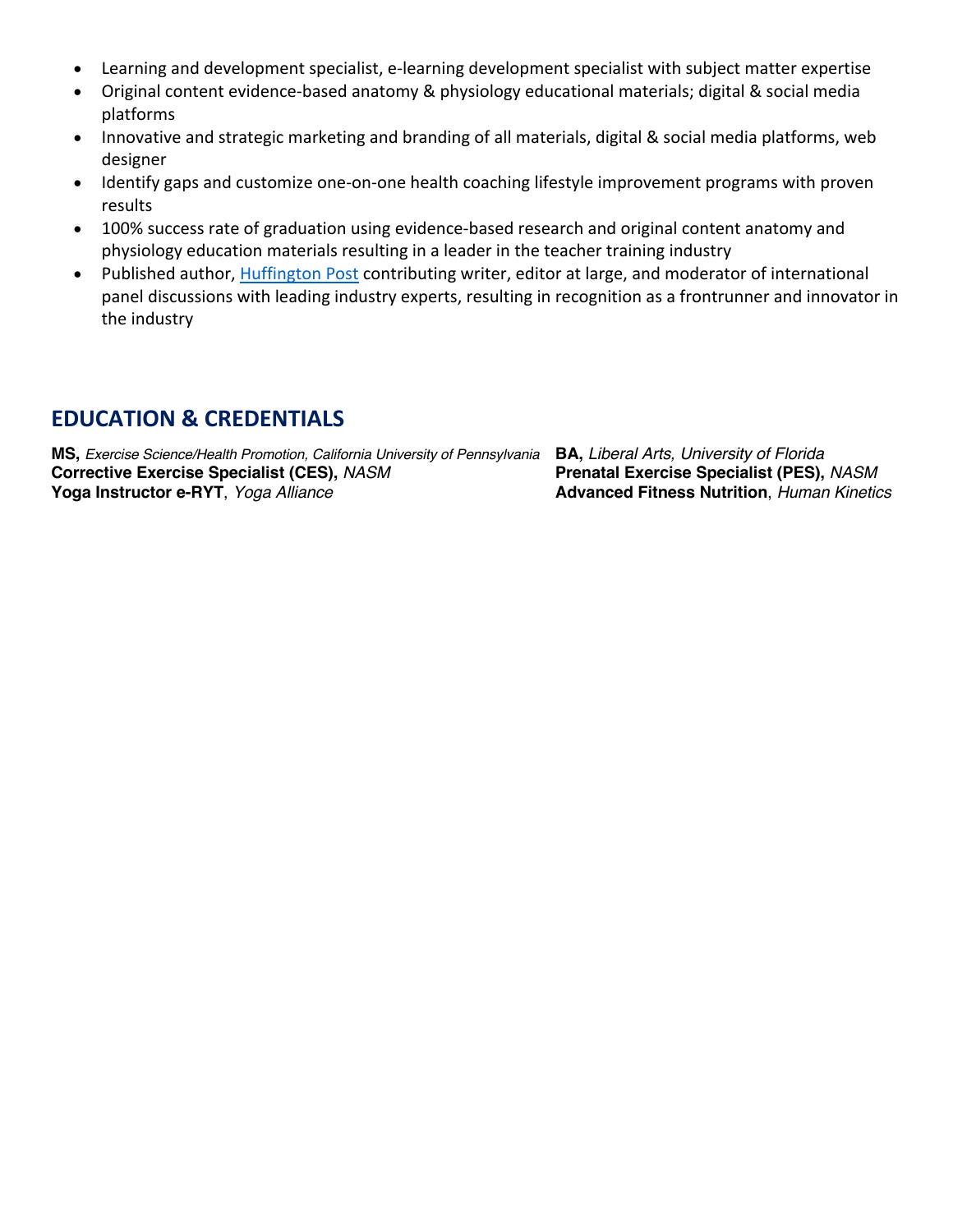- Learning and development specialist, e-learning development specialist with subject matter expertise
- Original content evidence-based anatomy & physiology educational materials; digital & social media platforms
- Innovative and strategic marketing and branding of all materials, digital & social media platforms, web designer
- Identify gaps and customize one-on-one health coaching lifestyle improvement programs with proven results
- 100% success rate of graduation using evidence-based research and original content anatomy and physiology education materials resulting in a leader in the teacher training industry
- Published author, Huffington Post contributing writer, editor at large, and moderator of international panel discussions with leading industry experts, resulting in recognition as a frontrunner and innovator in the industry

## EDUCATION & CREDENTIALS

**MS,** *Exercise Science/Health Promotion, California University of Pennsylvania*
**Corrective Exercise Specialist (CES),** *NASM*
**Yoga Instructor e-RYT**, *Yoga Alliance*

**BA,** *Liberal Arts, University of Florida*
**Prenatal Exercise Specialist (PES),** *NASM*
**Advanced Fitness Nutrition**, *Human Kinetics*